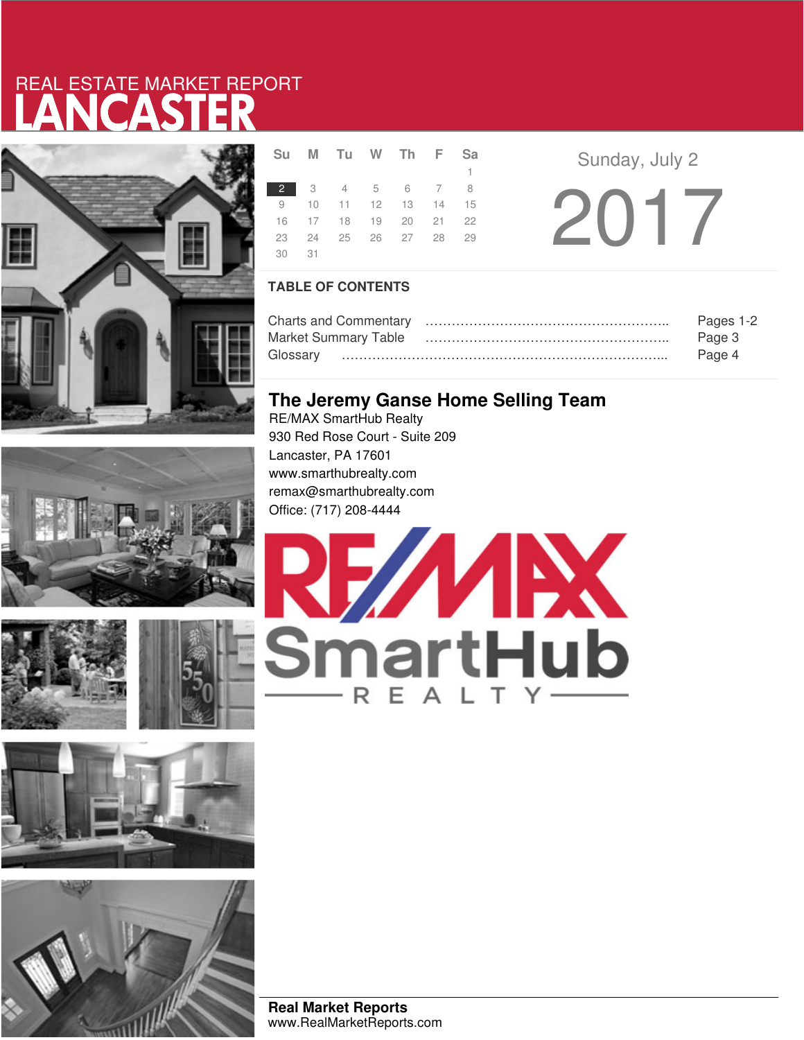REAL ESTATE MARKET REPORT

# LANCASTER

| Su | M | Tu | W | Th | F | Sa |
|---|---|---|---|---|---|---|
| | | | | | | 1 |
| 2 | 3 | 4 | 5 | 6 | 7 | 8 |
| 9 | 10 | 11 | 12 | 13 | 14 | 15 |
| 16 | 17 | 18 | 19 | 20 | 21 | 22 |
| 23 | 24 | 25 | 26 | 27 | 28 | 29 |
| 30 | 31 | | | | | |

Sunday, July 2

2017

## TABLE OF CONTENTS

Charts and Commentary ………………………………………………….. Pages 1-2
Market Summary Table ………………………………………………….. Page 3
Glossary ……………………………………………………………………... Page 4

## The Jeremy Ganse Home Selling Team

RE/MAX SmartHub Realty
930 Red Rose Court - Suite 209
Lancaster, PA 17601
www.smarthubrealty.com
remax@smarthubrealty.com
Office: (717) 208-4444

RE/MAX SmartHub REALTY

**Real Market Reports**
www.RealMarketReports.com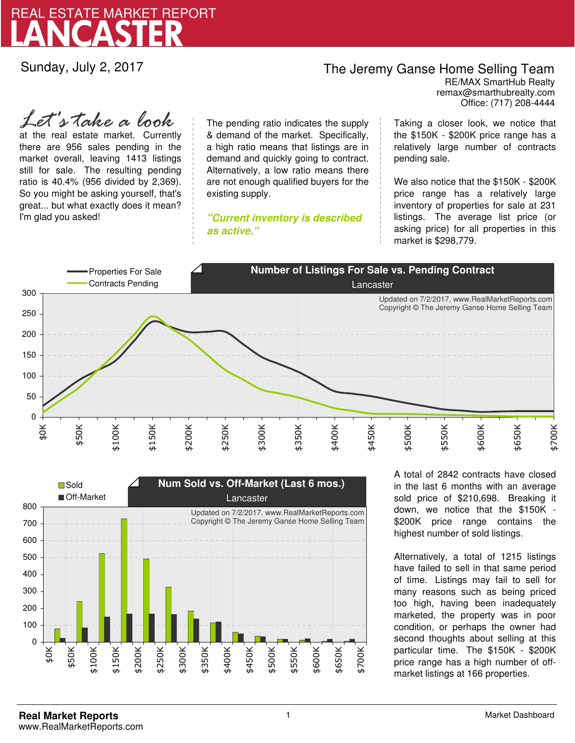# REAL ESTATE MARKET REPORT
# LANCASTER

Sunday, July 2, 2017

**The Jeremy Ganse Home Selling Team**
RE/MAX SmartHub Realty
remax@smarthubrealty.com
Office: (717) 208-4444

*Let's take a look* at the real estate market. Currently there are 956 sales pending in the market overall, leaving 1413 listings still for sale. The resulting pending ratio is 40.4% (956 divided by 2,369). So you might be asking yourself, that's great... but what exactly does it mean? I'm glad you asked!

The pending ratio indicates the supply & demand of the market. Specifically, a high ratio means that listings are in demand and quickly going to contract. Alternatively, a low ratio means there are not enough qualified buyers for the existing supply.

***"Current inventory is described as active."***

Taking a closer look, we notice that the $150K - $200K price range has a relatively large number of contracts pending sale.

We also notice that the $150K - $200K price range has a relatively large inventory of properties for sale at 231 listings. The average list price (or asking price) for all properties in this market is $298,779.

**Number of Listings For Sale vs. Pending Contract**
Lancaster

Properties For Sale / Contracts Pending

Updated on 7/2/2017, www.RealMarketReports.com
Copyright © The Jeremy Ganse Home Selling Team

**Num Sold vs. Off-Market (Last 6 mos.)**
Lancaster

Sold / Off-Market

Updated on 7/2/2017, www.RealMarketReports.com
Copyright © The Jeremy Ganse Home Selling Team

A total of 2842 contracts have closed in the last 6 months with an average sold price of $210,698. Breaking it down, we notice that the $150K - $200K price range contains the highest number of sold listings.

Alternatively, a total of 1215 listings have failed to sell in that same period of time. Listings may fail to sell for many reasons such as being priced too high, having been inadequately marketed, the property was in poor condition, or perhaps the owner had second thoughts about selling at this particular time. The $150K - $200K price range has a high number of off-market listings at 166 properties.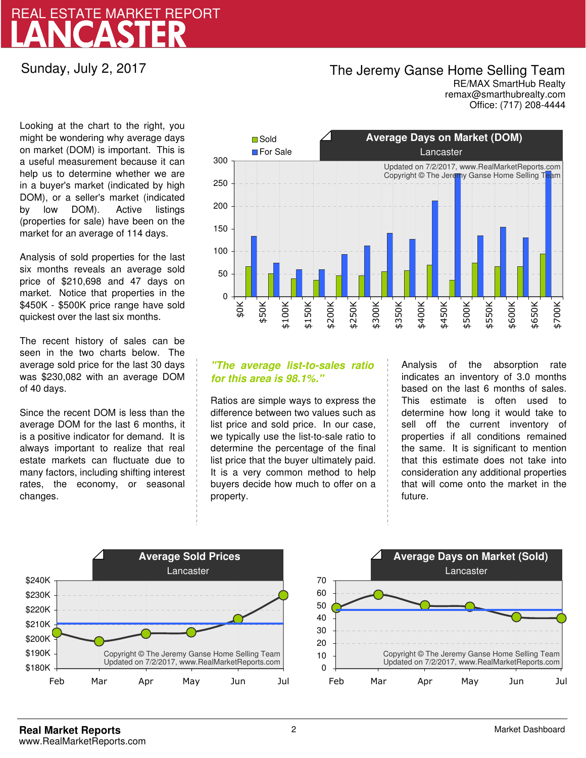# REAL ESTATE MARKET REPORT
# LANCASTER

Sunday, July 2, 2017

**The Jeremy Ganse Home Selling Team**
RE/MAX SmartHub Realty
remax@smarthubrealty.com
Office: (717) 208-4444

Looking at the chart to the right, you might be wondering why average days on market (DOM) is important. This is a useful measurement because it can help us to determine whether we are in a buyer's market (indicated by high DOM), or a seller's market (indicated by low DOM). Active listings (properties for sale) have been on the market for an average of 114 days.

Analysis of sold properties for the last six months reveals an average sold price of $210,698 and 47 days on market. Notice that properties in the $450K - $500K price range have sold quickest over the last six months.

The recent history of sales can be seen in the two charts below. The average sold price for the last 30 days was $230,082 with an average DOM of 40 days.

Since the recent DOM is less than the average DOM for the last 6 months, it is a positive indicator for demand. It is always important to realize that real estate markets can fluctuate due to many factors, including shifting interest rates, the economy, or seasonal changes.

**Average Days on Market (DOM)**
Lancaster

Updated on 7/2/2017, www.RealMarketReports.com
Copyright © The Jeremy Ganse Home Selling Team

***"The average list-to-sales ratio for this area is 98.1%."***

Ratios are simple ways to express the difference between two values such as list price and sold price. In our case, we typically use the list-to-sale ratio to determine the percentage of the final list price that the buyer ultimately paid. It is a very common method to help buyers decide how much to offer on a property.

Analysis of the absorption rate indicates an inventory of 3.0 months based on the last 6 months of sales. This estimate is often used to determine how long it would take to sell off the current inventory of properties if all conditions remained the same. It is significant to mention that this estimate does not take into consideration any additional properties that will come onto the market in the future.

**Average Sold Prices**
Lancaster

Copyright © The Jeremy Ganse Home Selling Team
Updated on 7/2/2017, www.RealMarketReports.com

**Average Days on Market (Sold)**
Lancaster

Copyright © The Jeremy Ganse Home Selling Team
Updated on 7/2/2017, www.RealMarketReports.com

**Real Market Reports**
www.RealMarketReports.com

Market Dashboard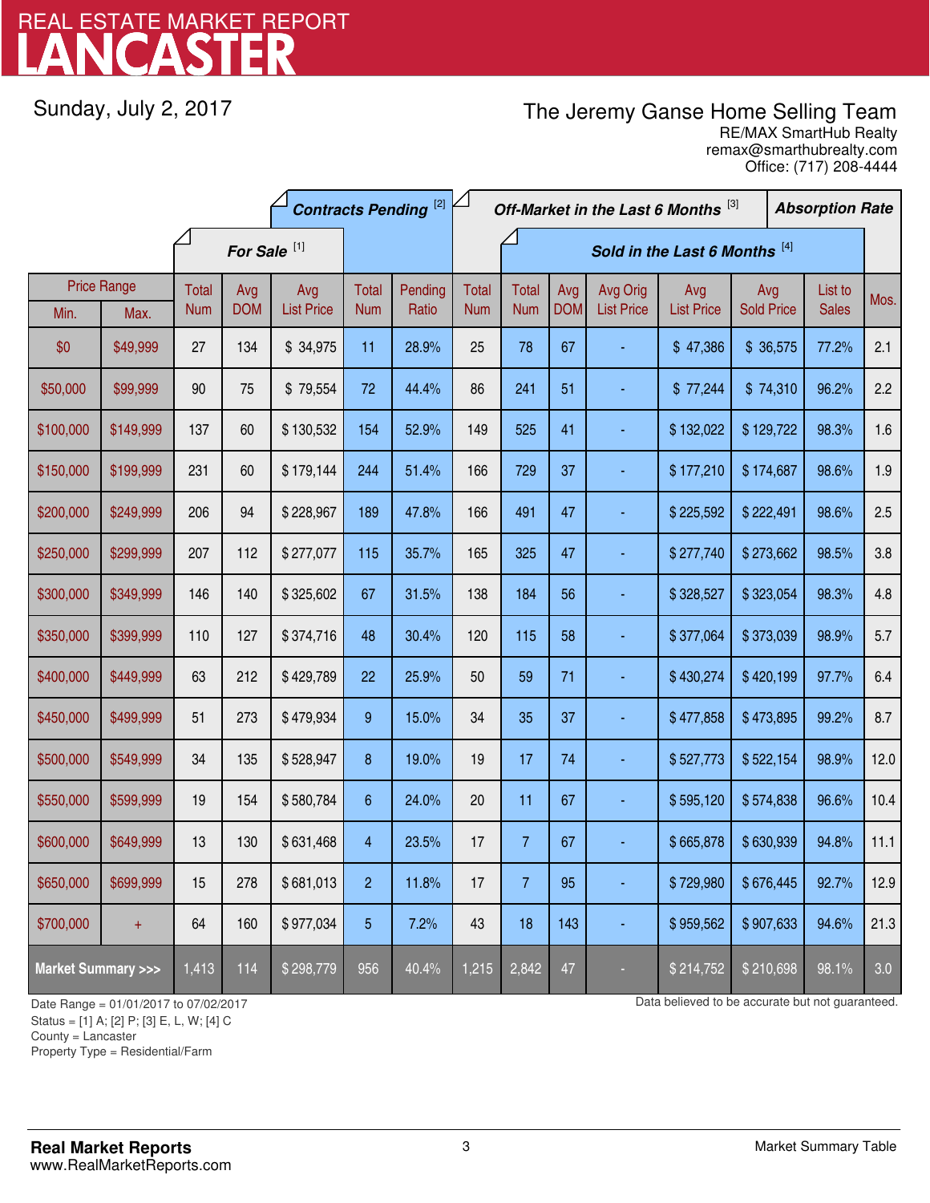# REAL ESTATE MARKET REPORT
# LANCASTER

Sunday, July 2, 2017

**The Jeremy Ganse Home Selling Team**
RE/MAX SmartHub Realty
remax@smarthubrealty.com
Office: (717) 208-4444

| Price Range | | For Sale [1] | | | Contracts Pending [2] | | Off-Market in the Last 6 Months [3] | Sold in the Last 6 Months [4] | | | | | | Absorption Rate |
|---|---|---|---|---|---|---|---|---|---|---|---|---|---|---|
| Min. | Max. | Total Num | Avg DOM | Avg List Price | Total Num | Pending Ratio | Total Num | Total Num | Avg DOM | Avg Orig List Price | Avg List Price | Avg Sold Price | List to Sales | Mos. |
| $0 | $49,999 | 27 | 134 | $ 34,975 | 11 | 28.9% | 25 | 78 | 67 | - | $ 47,386 | $ 36,575 | 77.2% | 2.1 |
| $50,000 | $99,999 | 90 | 75 | $ 79,554 | 72 | 44.4% | 86 | 241 | 51 | - | $ 77,244 | $ 74,310 | 96.2% | 2.2 |
| $100,000 | $149,999 | 137 | 60 | $ 130,532 | 154 | 52.9% | 149 | 525 | 41 | - | $ 132,022 | $ 129,722 | 98.3% | 1.6 |
| $150,000 | $199,999 | 231 | 60 | $ 179,144 | 244 | 51.4% | 166 | 729 | 37 | - | $ 177,210 | $ 174,687 | 98.6% | 1.9 |
| $200,000 | $249,999 | 206 | 94 | $ 228,967 | 189 | 47.8% | 166 | 491 | 47 | - | $ 225,592 | $ 222,491 | 98.6% | 2.5 |
| $250,000 | $299,999 | 207 | 112 | $ 277,077 | 115 | 35.7% | 165 | 325 | 47 | - | $ 277,740 | $ 273,662 | 98.5% | 3.8 |
| $300,000 | $349,999 | 146 | 140 | $ 325,602 | 67 | 31.5% | 138 | 184 | 56 | - | $ 328,527 | $ 323,054 | 98.3% | 4.8 |
| $350,000 | $399,999 | 110 | 127 | $ 374,716 | 48 | 30.4% | 120 | 115 | 58 | - | $ 377,064 | $ 373,039 | 98.9% | 5.7 |
| $400,000 | $449,999 | 63 | 212 | $ 429,789 | 22 | 25.9% | 50 | 59 | 71 | - | $ 430,274 | $ 420,199 | 97.7% | 6.4 |
| $450,000 | $499,999 | 51 | 273 | $ 479,934 | 9 | 15.0% | 34 | 35 | 37 | - | $ 477,858 | $ 473,895 | 99.2% | 8.7 |
| $500,000 | $549,999 | 34 | 135 | $ 528,947 | 8 | 19.0% | 19 | 17 | 74 | - | $ 527,773 | $ 522,154 | 98.9% | 12.0 |
| $550,000 | $599,999 | 19 | 154 | $ 580,784 | 6 | 24.0% | 20 | 11 | 67 | - | $ 595,120 | $ 574,838 | 96.6% | 10.4 |
| $600,000 | $649,999 | 13 | 130 | $ 631,468 | 4 | 23.5% | 17 | 7 | 67 | - | $ 665,878 | $ 630,939 | 94.8% | 11.1 |
| $650,000 | $699,999 | 15 | 278 | $ 681,013 | 2 | 11.8% | 17 | 7 | 95 | - | $ 729,980 | $ 676,445 | 92.7% | 12.9 |
| $700,000 | + | 64 | 160 | $ 977,034 | 5 | 7.2% | 43 | 18 | 143 | - | $ 959,562 | $ 907,633 | 94.6% | 21.3 |
| **Market Summary >>>** | | 1,413 | 114 | $ 298,779 | 956 | 40.4% | 1,215 | 2,842 | 47 | - | $ 214,752 | $ 210,698 | 98.1% | 3.0 |

Date Range = 01/01/2017 to 07/02/2017
Status = [1] A; [2] P; [3] E, L, W; [4] C
County = Lancaster
Property Type = Residential/Farm

Data believed to be accurate but not guaranteed.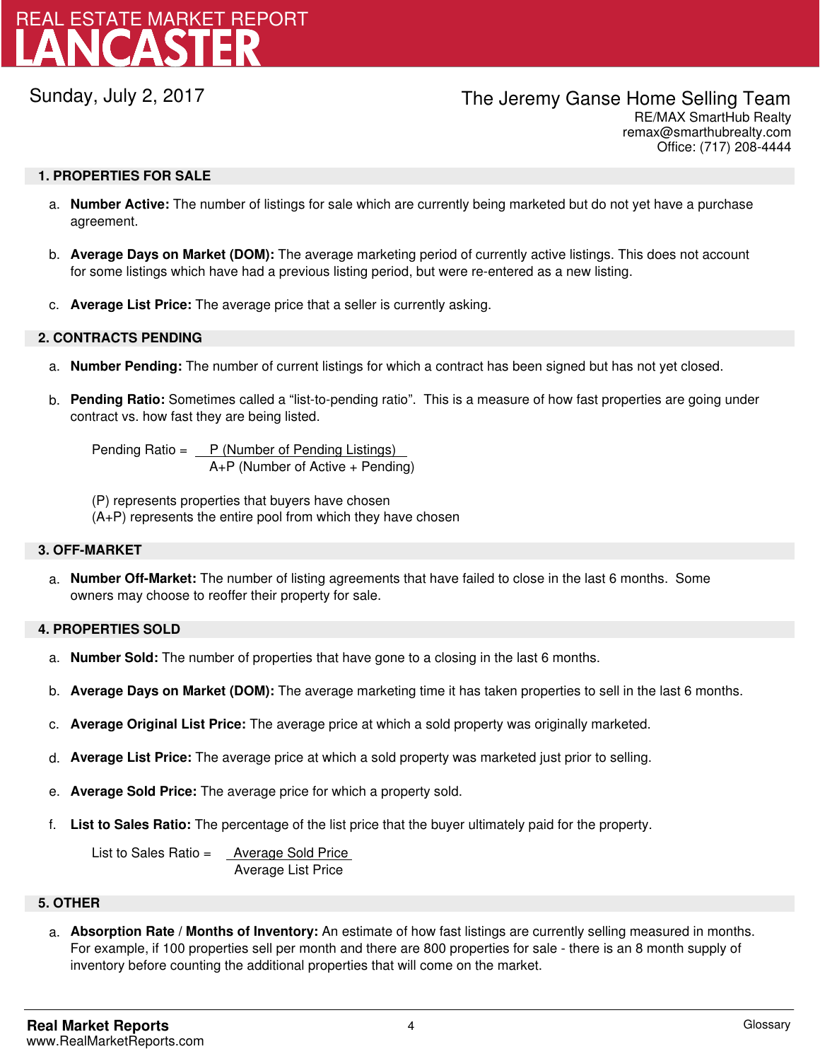# LANCASTER

REAL ESTATE MARKET REPORT

Sunday, July 2, 2017

The Jeremy Ganse Home Selling Team
RE/MAX SmartHub Realty
remax@smarthubrealty.com
Office: (717) 208-4444

## 1. PROPERTIES FOR SALE

a. **Number Active:** The number of listings for sale which are currently being marketed but do not yet have a purchase agreement.

b. **Average Days on Market (DOM):** The average marketing period of currently active listings. This does not account for some listings which have had a previous listing period, but were re-entered as a new listing.

c. **Average List Price:** The average price that a seller is currently asking.

## 2. CONTRACTS PENDING

a. **Number Pending:** The number of current listings for which a contract has been signed but has not yet closed.

b. **Pending Ratio:** Sometimes called a "list-to-pending ratio". This is a measure of how fast properties are going under contract vs. how fast they are being listed.

$$\text{Pending Ratio} = \frac{\text{P (Number of Pending Listings)}}{\text{A+P (Number of Active + Pending)}}$$

(P) represents properties that buyers have chosen
(A+P) represents the entire pool from which they have chosen

## 3. OFF-MARKET

a. **Number Off-Market:** The number of listing agreements that have failed to close in the last 6 months. Some owners may choose to reoffer their property for sale.

## 4. PROPERTIES SOLD

a. **Number Sold:** The number of properties that have gone to a closing in the last 6 months.

b. **Average Days on Market (DOM):** The average marketing time it has taken properties to sell in the last 6 months.

c. **Average Original List Price:** The average price at which a sold property was originally marketed.

d. **Average List Price:** The average price at which a sold property was marketed just prior to selling.

e. **Average Sold Price:** The average price for which a property sold.

f. **List to Sales Ratio:** The percentage of the list price that the buyer ultimately paid for the property.

$$\text{List to Sales Ratio} = \frac{\text{Average Sold Price}}{\text{Average List Price}}$$

## 5. OTHER

a. **Absorption Rate / Months of Inventory:** An estimate of how fast listings are currently selling measured in months. For example, if 100 properties sell per month and there are 800 properties for sale - there is an 8 month supply of inventory before counting the additional properties that will come on the market.

**Real Market Reports**
www.RealMarketReports.com

Glossary